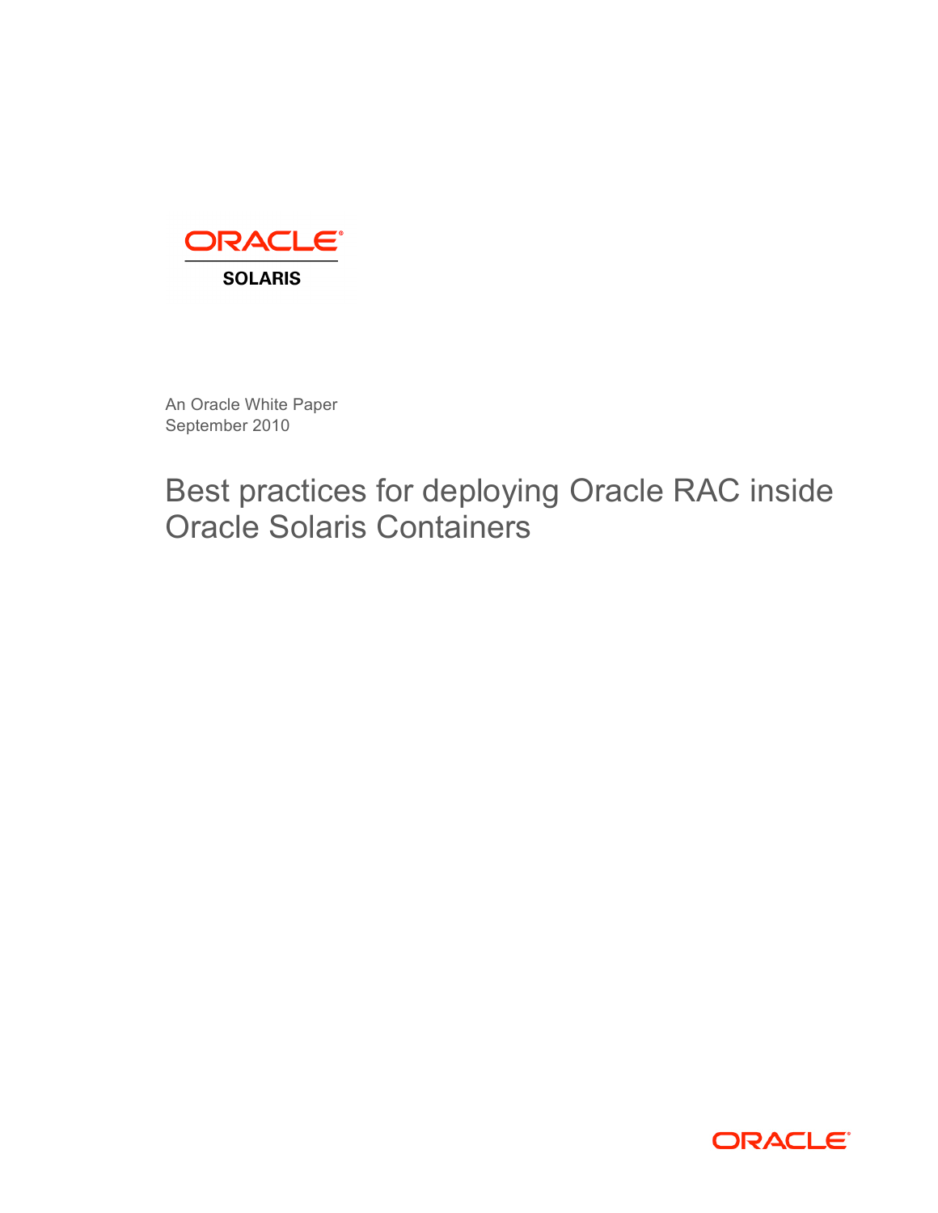ORACLE

SOLARIS

An Oracle White Paper
September 2010

# Best practices for deploying Oracle RAC inside Oracle Solaris Containers

ORACLE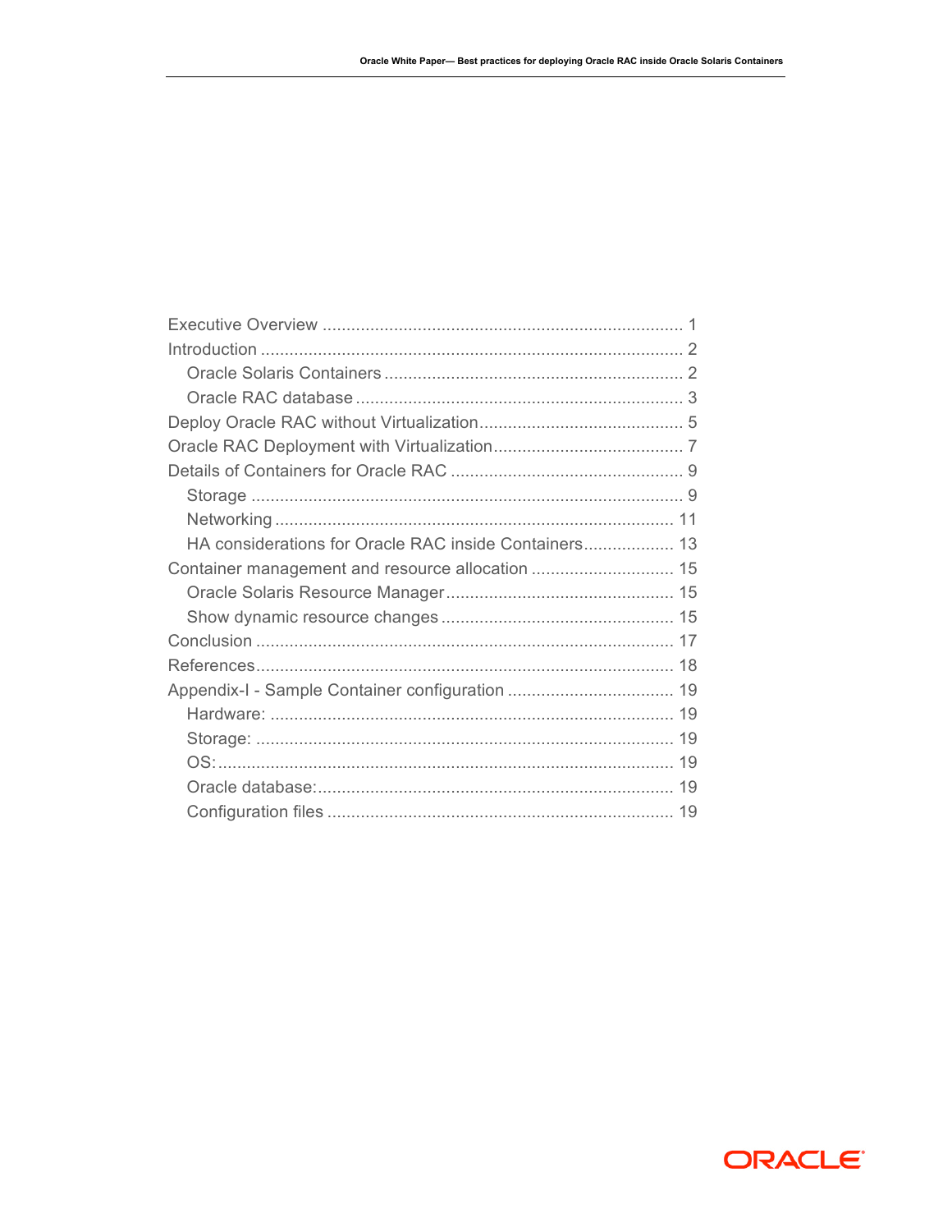Executive Overview ........................................................................... 1

Introduction ........................................................................................ 2

  Oracle Solaris Containers ............................................................... 2

  Oracle RAC database ..................................................................... 3

Deploy Oracle RAC without Virtualization........................................... 5

Oracle RAC Deployment with Virtualization........................................ 7

Details of Containers for Oracle RAC ................................................. 9

  Storage .......................................................................................... 9

  Networking ................................................................................... 11

  HA considerations for Oracle RAC inside Containers................... 13

Container management and resource allocation .............................. 15

  Oracle Solaris Resource Manager ................................................ 15

  Show dynamic resource changes ................................................ 15

Conclusion ....................................................................................... 17

References....................................................................................... 18

Appendix-I - Sample Container configuration .................................. 19

  Hardware: .................................................................................... 19

  Storage: ....................................................................................... 19

  OS:............................................................................................... 19

  Oracle database:.......................................................................... 19

  Configuration files ........................................................................ 19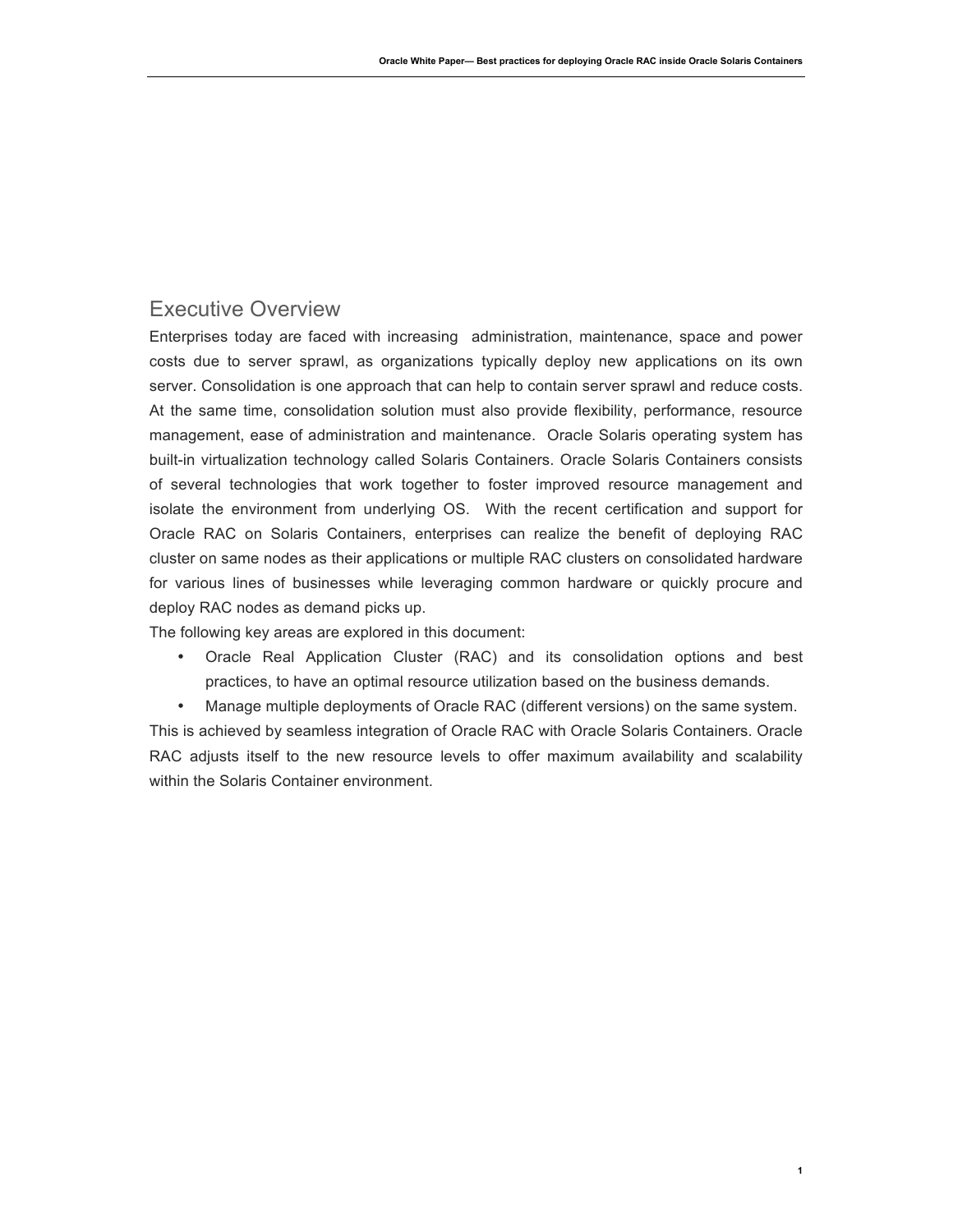## Executive Overview

Enterprises today are faced with increasing administration, maintenance, space and power costs due to server sprawl, as organizations typically deploy new applications on its own server. Consolidation is one approach that can help to contain server sprawl and reduce costs. At the same time, consolidation solution must also provide flexibility, performance, resource management, ease of administration and maintenance. Oracle Solaris operating system has built-in virtualization technology called Solaris Containers. Oracle Solaris Containers consists of several technologies that work together to foster improved resource management and isolate the environment from underlying OS. With the recent certification and support for Oracle RAC on Solaris Containers, enterprises can realize the benefit of deploying RAC cluster on same nodes as their applications or multiple RAC clusters on consolidated hardware for various lines of businesses while leveraging common hardware or quickly procure and deploy RAC nodes as demand picks up.

The following key areas are explored in this document:

- Oracle Real Application Cluster (RAC) and its consolidation options and best practices, to have an optimal resource utilization based on the business demands.
- Manage multiple deployments of Oracle RAC (different versions) on the same system.

This is achieved by seamless integration of Oracle RAC with Oracle Solaris Containers. Oracle RAC adjusts itself to the new resource levels to offer maximum availability and scalability within the Solaris Container environment.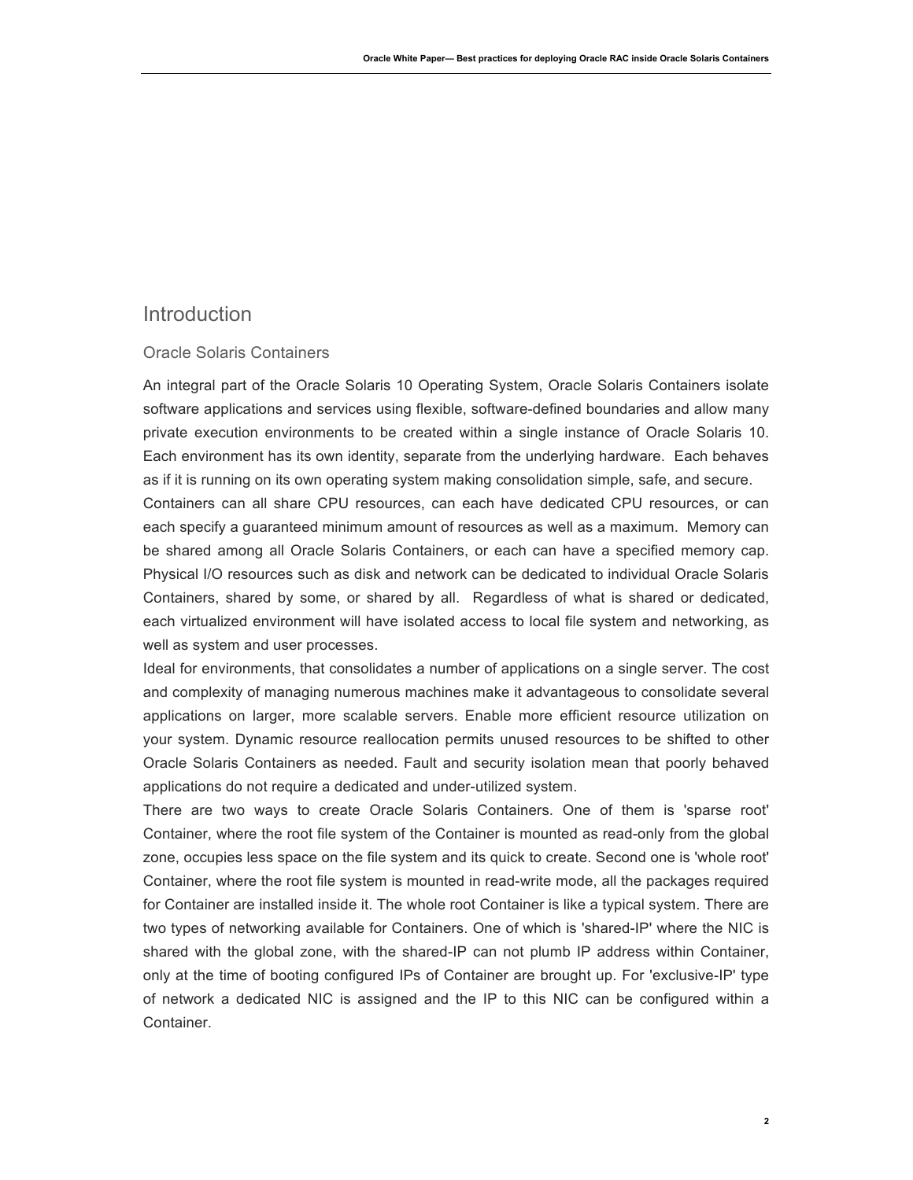# Introduction

## Oracle Solaris Containers

An integral part of the Oracle Solaris 10 Operating System, Oracle Solaris Containers isolate software applications and services using flexible, software-defined boundaries and allow many private execution environments to be created within a single instance of Oracle Solaris 10. Each environment has its own identity, separate from the underlying hardware. Each behaves as if it is running on its own operating system making consolidation simple, safe, and secure.

Containers can all share CPU resources, can each have dedicated CPU resources, or can each specify a guaranteed minimum amount of resources as well as a maximum. Memory can be shared among all Oracle Solaris Containers, or each can have a specified memory cap. Physical I/O resources such as disk and network can be dedicated to individual Oracle Solaris Containers, shared by some, or shared by all. Regardless of what is shared or dedicated, each virtualized environment will have isolated access to local file system and networking, as well as system and user processes.

Ideal for environments, that consolidates a number of applications on a single server. The cost and complexity of managing numerous machines make it advantageous to consolidate several applications on larger, more scalable servers. Enable more efficient resource utilization on your system. Dynamic resource reallocation permits unused resources to be shifted to other Oracle Solaris Containers as needed. Fault and security isolation mean that poorly behaved applications do not require a dedicated and under-utilized system.

There are two ways to create Oracle Solaris Containers. One of them is 'sparse root' Container, where the root file system of the Container is mounted as read-only from the global zone, occupies less space on the file system and its quick to create. Second one is 'whole root' Container, where the root file system is mounted in read-write mode, all the packages required for Container are installed inside it. The whole root Container is like a typical system. There are two types of networking available for Containers. One of which is 'shared-IP' where the NIC is shared with the global zone, with the shared-IP can not plumb IP address within Container, only at the time of booting configured IPs of Container are brought up. For 'exclusive-IP' type of network a dedicated NIC is assigned and the IP to this NIC can be configured within a Container.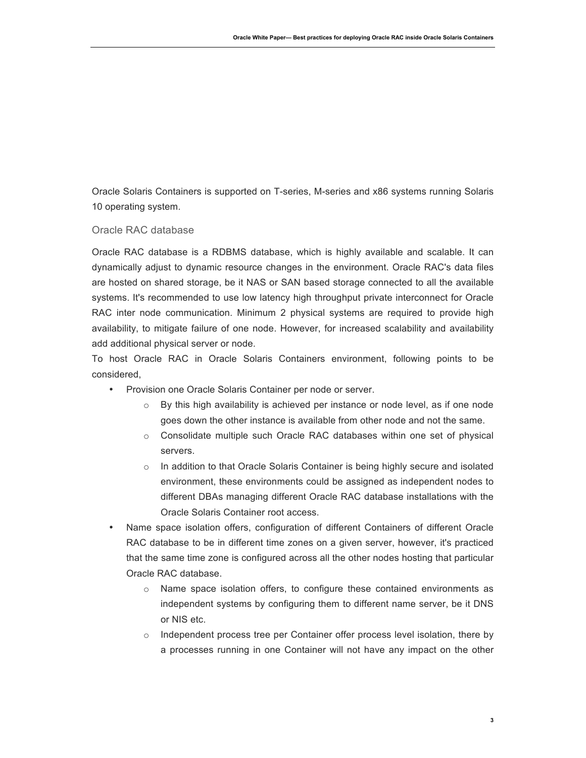Oracle Solaris Containers is supported on T-series, M-series and x86 systems running Solaris 10 operating system.

## Oracle RAC database

Oracle RAC database is a RDBMS database, which is highly available and scalable. It can dynamically adjust to dynamic resource changes in the environment. Oracle RAC's data files are hosted on shared storage, be it NAS or SAN based storage connected to all the available systems. It's recommended to use low latency high throughput private interconnect for Oracle RAC inter node communication. Minimum 2 physical systems are required to provide high availability, to mitigate failure of one node. However, for increased scalability and availability add additional physical server or node.

To host Oracle RAC in Oracle Solaris Containers environment, following points to be considered,

- Provision one Oracle Solaris Container per node or server.
  - By this high availability is achieved per instance or node level, as if one node goes down the other instance is available from other node and not the same.
  - Consolidate multiple such Oracle RAC databases within one set of physical servers.
  - In addition to that Oracle Solaris Container is being highly secure and isolated environment, these environments could be assigned as independent nodes to different DBAs managing different Oracle RAC database installations with the Oracle Solaris Container root access.
- Name space isolation offers, configuration of different Containers of different Oracle RAC database to be in different time zones on a given server, however, it's practiced that the same time zone is configured across all the other nodes hosting that particular Oracle RAC database.
  - Name space isolation offers, to configure these contained environments as independent systems by configuring them to different name server, be it DNS or NIS etc.
  - Independent process tree per Container offer process level isolation, there by a processes running in one Container will not have any impact on the other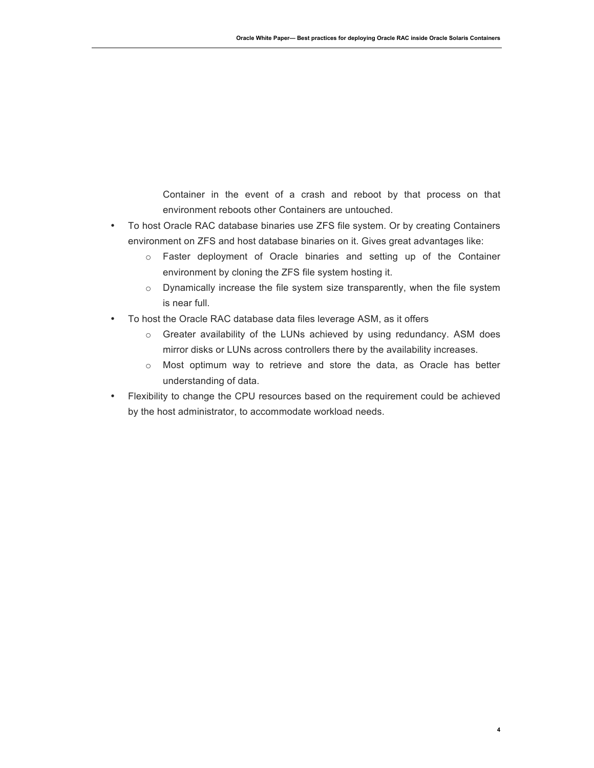Container in the event of a crash and reboot by that process on that environment reboots other Containers are untouched.

- To host Oracle RAC database binaries use ZFS file system. Or by creating Containers environment on ZFS and host database binaries on it. Gives great advantages like:
  - Faster deployment of Oracle binaries and setting up of the Container environment by cloning the ZFS file system hosting it.
  - Dynamically increase the file system size transparently, when the file system is near full.
- To host the Oracle RAC database data files leverage ASM, as it offers
  - Greater availability of the LUNs achieved by using redundancy. ASM does mirror disks or LUNs across controllers there by the availability increases.
  - Most optimum way to retrieve and store the data, as Oracle has better understanding of data.
- Flexibility to change the CPU resources based on the requirement could be achieved by the host administrator, to accommodate workload needs.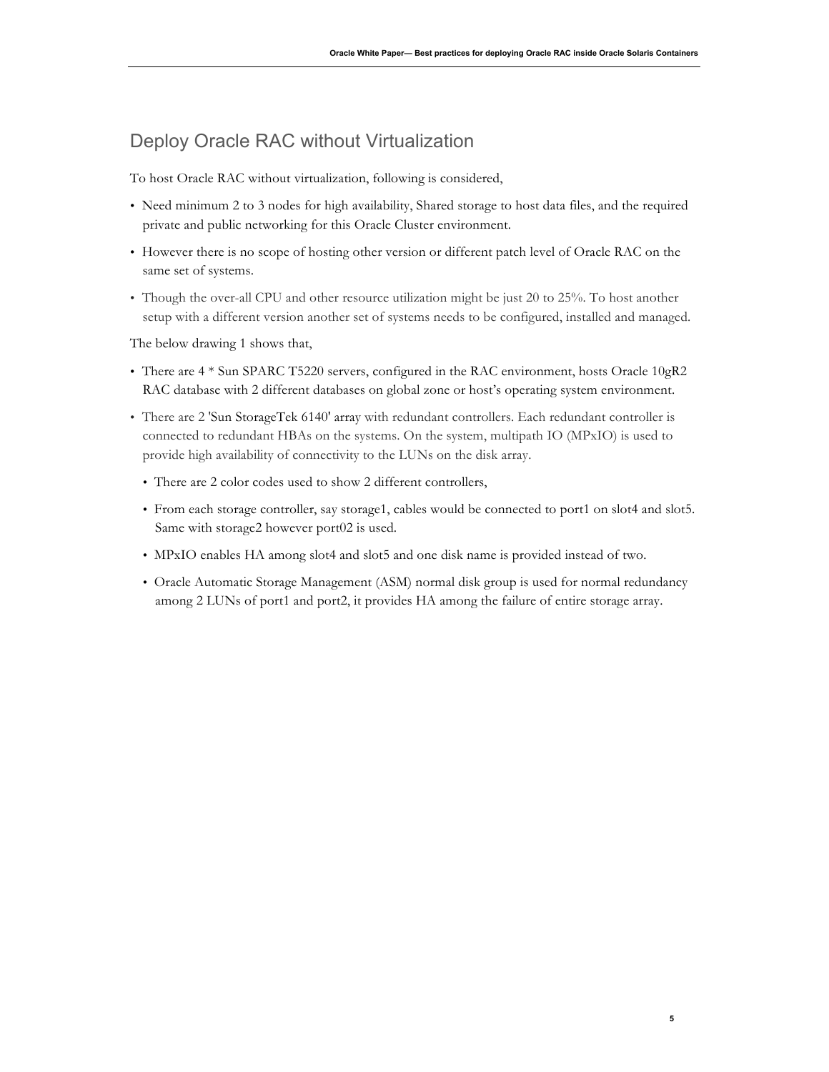## Deploy Oracle RAC without Virtualization

To host Oracle RAC without virtualization, following is considered,

- Need minimum 2 to 3 nodes for high availability, Shared storage to host data files, and the required private and public networking for this Oracle Cluster environment.
- However there is no scope of hosting other version or different patch level of Oracle RAC on the same set of systems.
- Though the over-all CPU and other resource utilization might be just 20 to 25%. To host another setup with a different version another set of systems needs to be configured, installed and managed.

The below drawing 1 shows that,

- There are 4 * Sun SPARC T5220 servers, configured in the RAC environment, hosts Oracle 10gR2 RAC database with 2 different databases on global zone or host's operating system environment.
- There are 2 'Sun StorageTek 6140' array with redundant controllers. Each redundant controller is connected to redundant HBAs on the systems. On the system, multipath IO (MPxIO) is used to provide high availability of connectivity to the LUNs on the disk array.
  - There are 2 color codes used to show 2 different controllers,
  - From each storage controller, say storage1, cables would be connected to port1 on slot4 and slot5. Same with storage2 however port02 is used.
  - MPxIO enables HA among slot4 and slot5 and one disk name is provided instead of two.
  - Oracle Automatic Storage Management (ASM) normal disk group is used for normal redundancy among 2 LUNs of port1 and port2, it provides HA among the failure of entire storage array.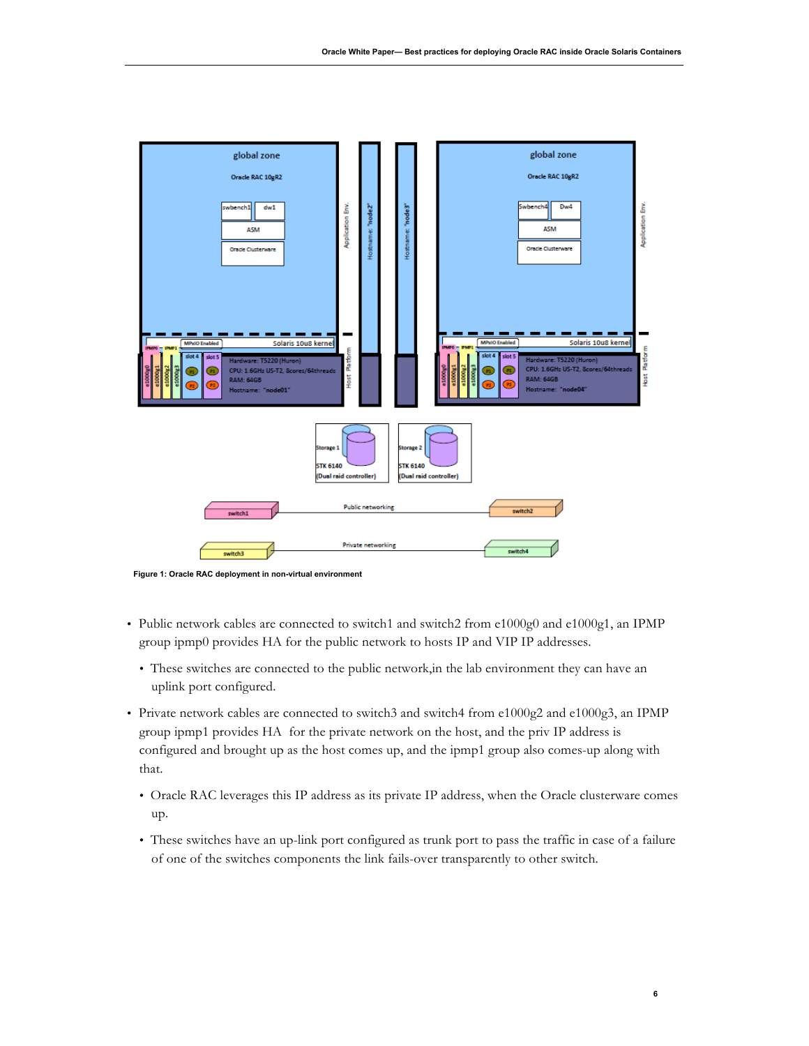Figure 1: Oracle RAC deployment in non-virtual environment

- Public network cables are connected to switch1 and switch2 from e1000g0 and e1000g1, an IPMP group ipmp0 provides HA for the public network to hosts IP and VIP IP addresses.
  - These switches are connected to the public network,in the lab environment they can have an uplink port configured.
- Private network cables are connected to switch3 and switch4 from e1000g2 and e1000g3, an IPMP group ipmp1 provides HA for the private network on the host, and the priv IP address is configured and brought up as the host comes up, and the ipmp1 group also comes-up along with that.
  - Oracle RAC leverages this IP address as its private IP address, when the Oracle clusterware comes up.
  - These switches have an up-link port configured as trunk port to pass the traffic in case of a failure of one of the switches components the link fails-over transparently to other switch.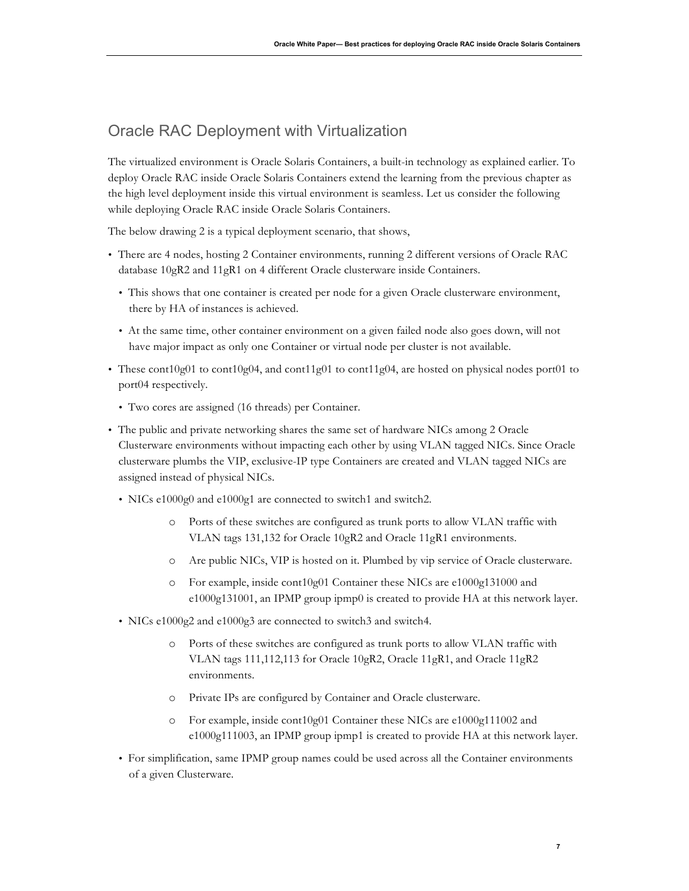## Oracle RAC Deployment with Virtualization

The virtualized environment is Oracle Solaris Containers, a built-in technology as explained earlier. To deploy Oracle RAC inside Oracle Solaris Containers extend the learning from the previous chapter as the high level deployment inside this virtual environment is seamless. Let us consider the following while deploying Oracle RAC inside Oracle Solaris Containers.

The below drawing 2 is a typical deployment scenario, that shows,

- There are 4 nodes, hosting 2 Container environments, running 2 different versions of Oracle RAC database 10gR2 and 11gR1 on 4 different Oracle clusterware inside Containers.
  - This shows that one container is created per node for a given Oracle clusterware environment, there by HA of instances is achieved.
  - At the same time, other container environment on a given failed node also goes down, will not have major impact as only one Container or virtual node per cluster is not available.
- These cont10g01 to cont10g04, and cont11g01 to cont11g04, are hosted on physical nodes port01 to port04 respectively.
  - Two cores are assigned (16 threads) per Container.
- The public and private networking shares the same set of hardware NICs among 2 Oracle Clusterware environments without impacting each other by using VLAN tagged NICs. Since Oracle clusterware plumbs the VIP, exclusive-IP type Containers are created and VLAN tagged NICs are assigned instead of physical NICs.
  - NICs e1000g0 and e1000g1 are connected to switch1 and switch2.
    - Ports of these switches are configured as trunk ports to allow VLAN traffic with VLAN tags 131,132 for Oracle 10gR2 and Oracle 11gR1 environments.
    - Are public NICs, VIP is hosted on it. Plumbed by vip service of Oracle clusterware.
    - For example, inside cont10g01 Container these NICs are e1000g131000 and e1000g131001, an IPMP group ipmp0 is created to provide HA at this network layer.
  - NICs e1000g2 and e1000g3 are connected to switch3 and switch4.
    - Ports of these switches are configured as trunk ports to allow VLAN traffic with VLAN tags 111,112,113 for Oracle 10gR2, Oracle 11gR1, and Oracle 11gR2 environments.
    - Private IPs are configured by Container and Oracle clusterware.
    - For example, inside cont10g01 Container these NICs are e1000g111002 and e1000g111003, an IPMP group ipmp1 is created to provide HA at this network layer.
  - For simplification, same IPMP group names could be used across all the Container environments of a given Clusterware.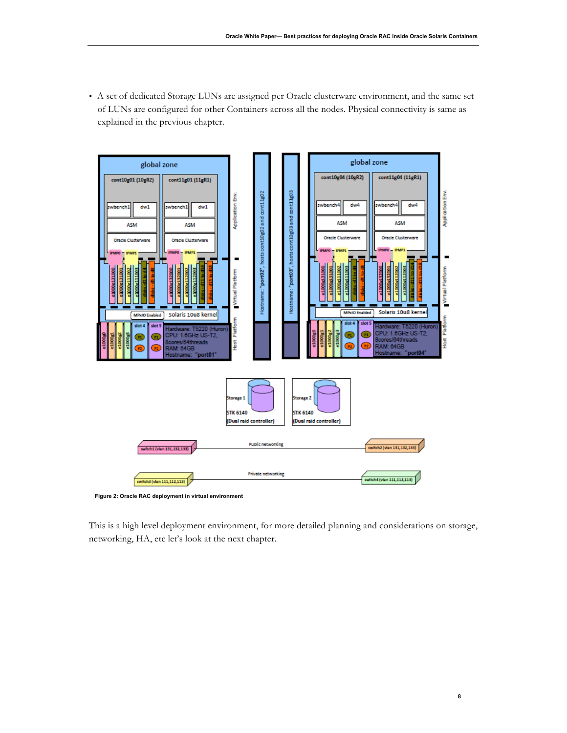- A set of dedicated Storage LUNs are assigned per Oracle clusterware environment, and the same set of LUNs are configured for other Containers across all the nodes. Physical connectivity is same as explained in the previous chapter.

Figure 2: Oracle RAC deployment in virtual environment

This is a high level deployment environment, for more detailed planning and considerations on storage, networking, HA, etc let's look at the next chapter.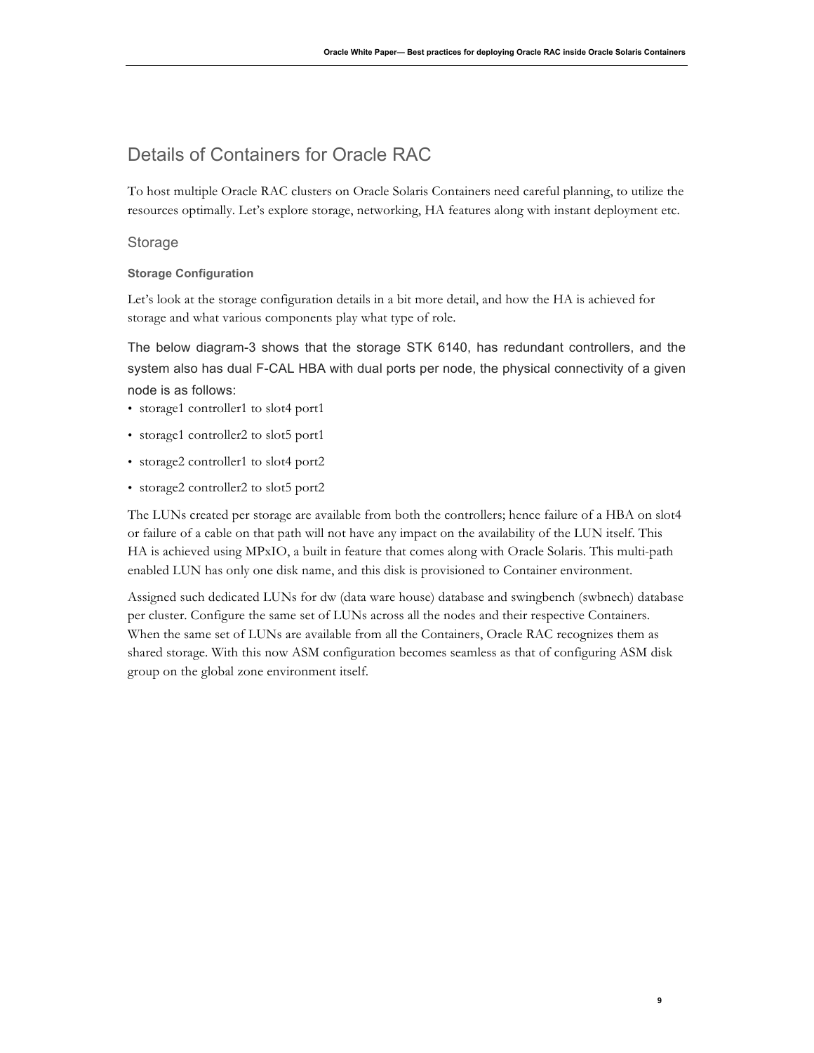# Details of Containers for Oracle RAC

To host multiple Oracle RAC clusters on Oracle Solaris Containers need careful planning, to utilize the resources optimally. Let's explore storage, networking, HA features along with instant deployment etc.

## Storage

### Storage Configuration

Let's look at the storage configuration details in a bit more detail, and how the HA is achieved for storage and what various components play what type of role.

The below diagram-3 shows that the storage STK 6140, has redundant controllers, and the system also has dual F-CAL HBA with dual ports per node, the physical connectivity of a given node is as follows:

- storage1 controller1 to slot4 port1
- storage1 controller2 to slot5 port1
- storage2 controller1 to slot4 port2
- storage2 controller2 to slot5 port2

The LUNs created per storage are available from both the controllers; hence failure of a HBA on slot4 or failure of a cable on that path will not have any impact on the availability of the LUN itself. This HA is achieved using MPxIO, a built in feature that comes along with Oracle Solaris. This multi-path enabled LUN has only one disk name, and this disk is provisioned to Container environment.

Assigned such dedicated LUNs for dw (data ware house) database and swingbench (swbnech) database per cluster. Configure the same set of LUNs across all the nodes and their respective Containers. When the same set of LUNs are available from all the Containers, Oracle RAC recognizes them as shared storage. With this now ASM configuration becomes seamless as that of configuring ASM disk group on the global zone environment itself.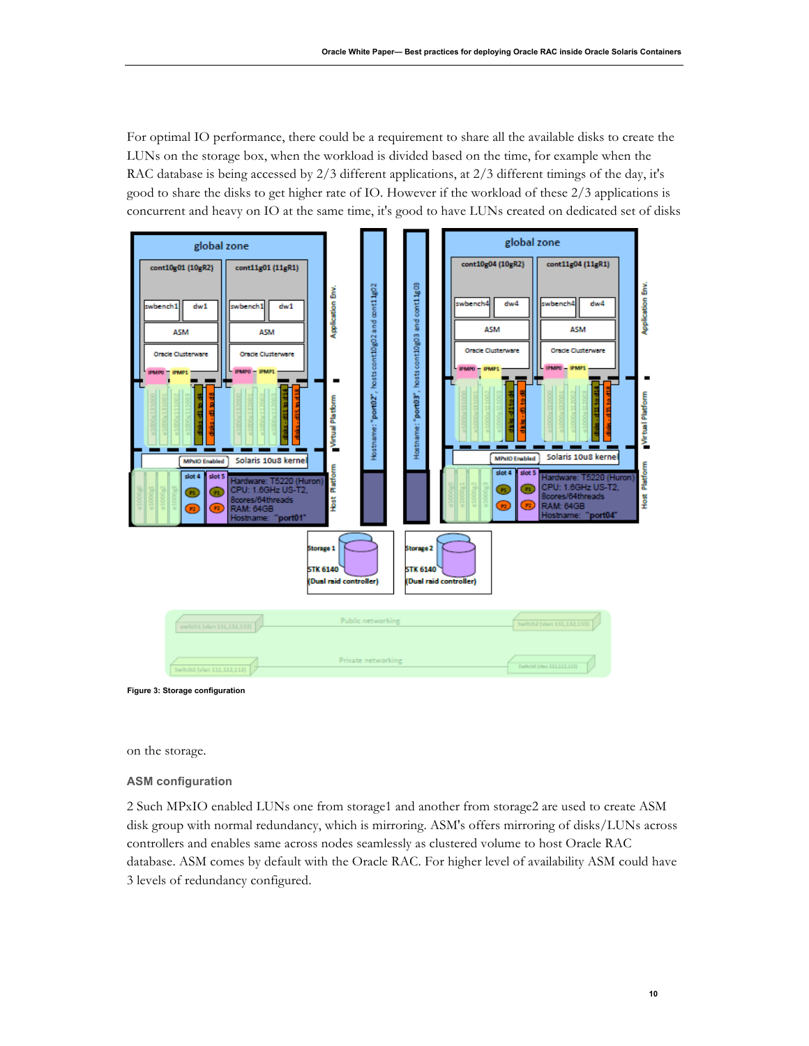For optimal IO performance, there could be a requirement to share all the available disks to create the LUNs on the storage box, when the workload is divided based on the time, for example when the RAC database is being accessed by 2/3 different applications, at 2/3 different timings of the day, it's good to share the disks to get higher rate of IO. However if the workload of these 2/3 applications is concurrent and heavy on IO at the same time, it's good to have LUNs created on dedicated set of disks

Figure 3: Storage configuration

on the storage.

### ASM configuration

2 Such MPxIO enabled LUNs one from storage1 and another from storage2 are used to create ASM disk group with normal redundancy, which is mirroring. ASM's offers mirroring of disks/LUNs across controllers and enables same across nodes seamlessly as clustered volume to host Oracle RAC database. ASM comes by default with the Oracle RAC. For higher level of availability ASM could have 3 levels of redundancy configured.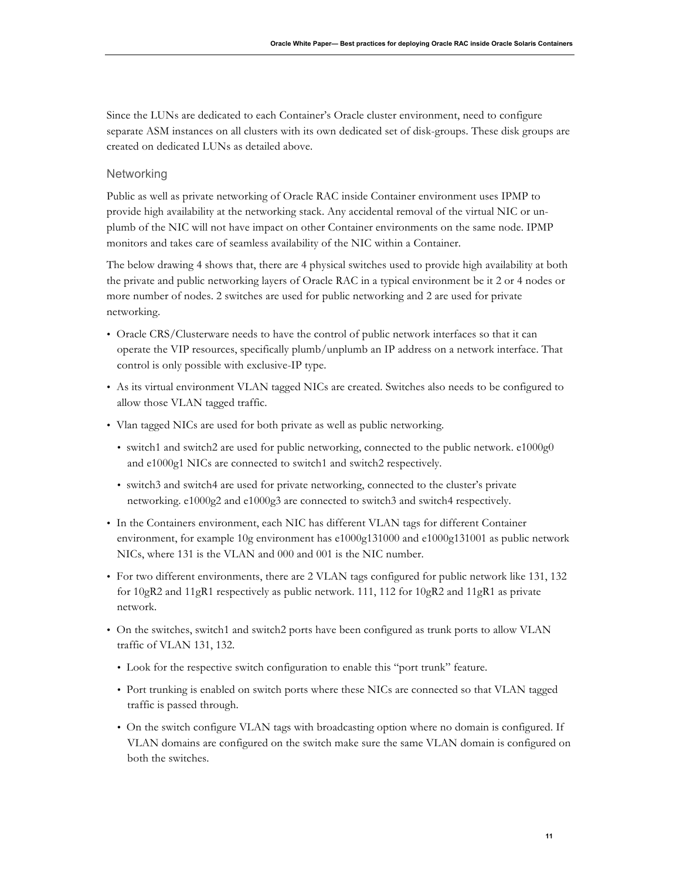Since the LUNs are dedicated to each Container's Oracle cluster environment, need to configure separate ASM instances on all clusters with its own dedicated set of disk-groups. These disk groups are created on dedicated LUNs as detailed above.

### Networking

Public as well as private networking of Oracle RAC inside Container environment uses IPMP to provide high availability at the networking stack. Any accidental removal of the virtual NIC or un-plumb of the NIC will not have impact on other Container environments on the same node. IPMP monitors and takes care of seamless availability of the NIC within a Container.

The below drawing 4 shows that, there are 4 physical switches used to provide high availability at both the private and public networking layers of Oracle RAC in a typical environment be it 2 or 4 nodes or more number of nodes. 2 switches are used for public networking and 2 are used for private networking.

- Oracle CRS/Clusterware needs to have the control of public network interfaces so that it can operate the VIP resources, specifically plumb/unplumb an IP address on a network interface. That control is only possible with exclusive-IP type.
- As its virtual environment VLAN tagged NICs are created. Switches also needs to be configured to allow those VLAN tagged traffic.
- Vlan tagged NICs are used for both private as well as public networking.
  - switch1 and switch2 are used for public networking, connected to the public network. e1000g0 and e1000g1 NICs are connected to switch1 and switch2 respectively.
  - switch3 and switch4 are used for private networking, connected to the cluster's private networking. e1000g2 and e1000g3 are connected to switch3 and switch4 respectively.
- In the Containers environment, each NIC has different VLAN tags for different Container environment, for example 10g environment has e1000g131000 and e1000g131001 as public network NICs, where 131 is the VLAN and 000 and 001 is the NIC number.
- For two different environments, there are 2 VLAN tags configured for public network like 131, 132 for 10gR2 and 11gR1 respectively as public network. 111, 112 for 10gR2 and 11gR1 as private network.
- On the switches, switch1 and switch2 ports have been configured as trunk ports to allow VLAN traffic of VLAN 131, 132.
  - Look for the respective switch configuration to enable this "port trunk" feature.
  - Port trunking is enabled on switch ports where these NICs are connected so that VLAN tagged traffic is passed through.
  - On the switch configure VLAN tags with broadcasting option where no domain is configured. If VLAN domains are configured on the switch make sure the same VLAN domain is configured on both the switches.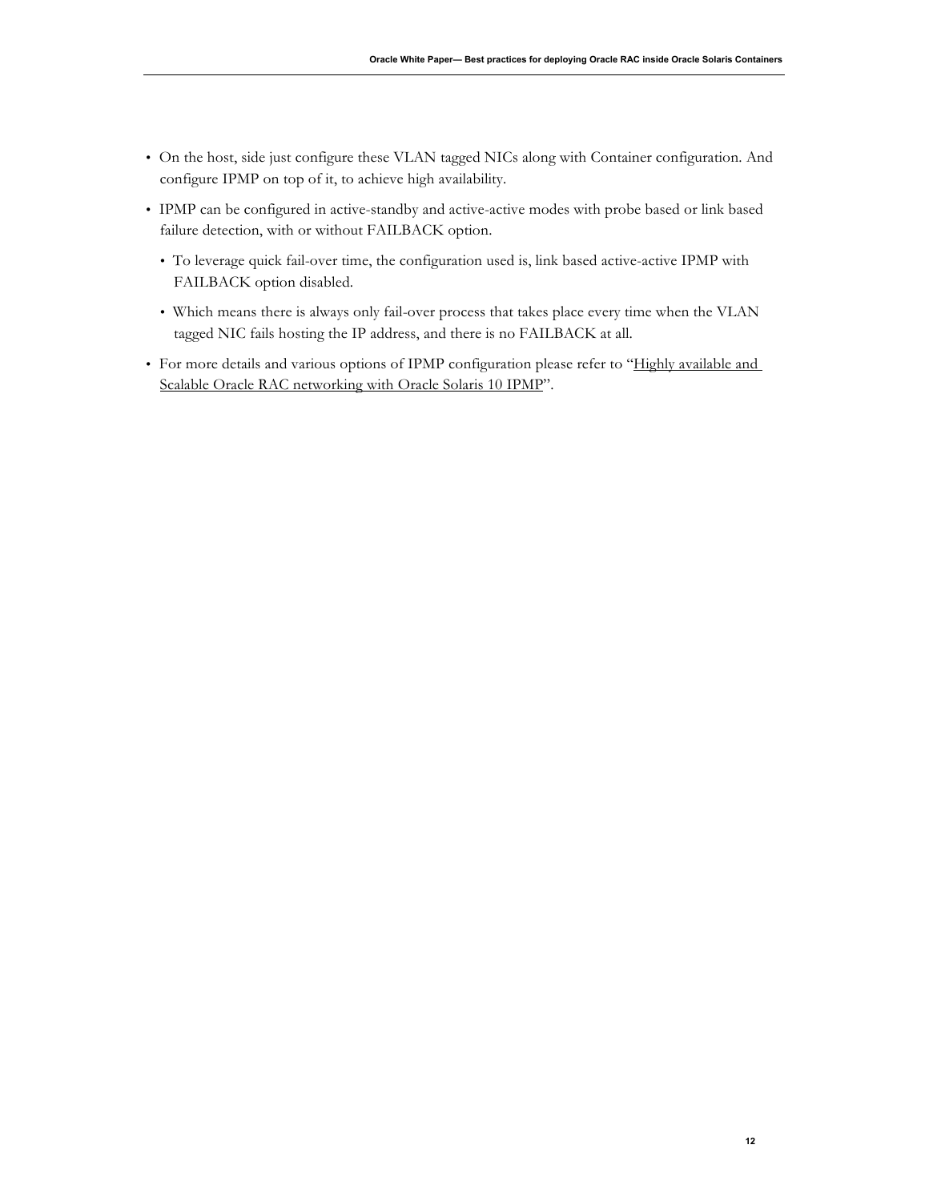- On the host, side just configure these VLAN tagged NICs along with Container configuration. And configure IPMP on top of it, to achieve high availability.
- IPMP can be configured in active-standby and active-active modes with probe based or link based failure detection, with or without FAILBACK option.
  - To leverage quick fail-over time, the configuration used is, link based active-active IPMP with FAILBACK option disabled.
  - Which means there is always only fail-over process that takes place every time when the VLAN tagged NIC fails hosting the IP address, and there is no FAILBACK at all.
- For more details and various options of IPMP configuration please refer to "Highly available and Scalable Oracle RAC networking with Oracle Solaris 10 IPMP".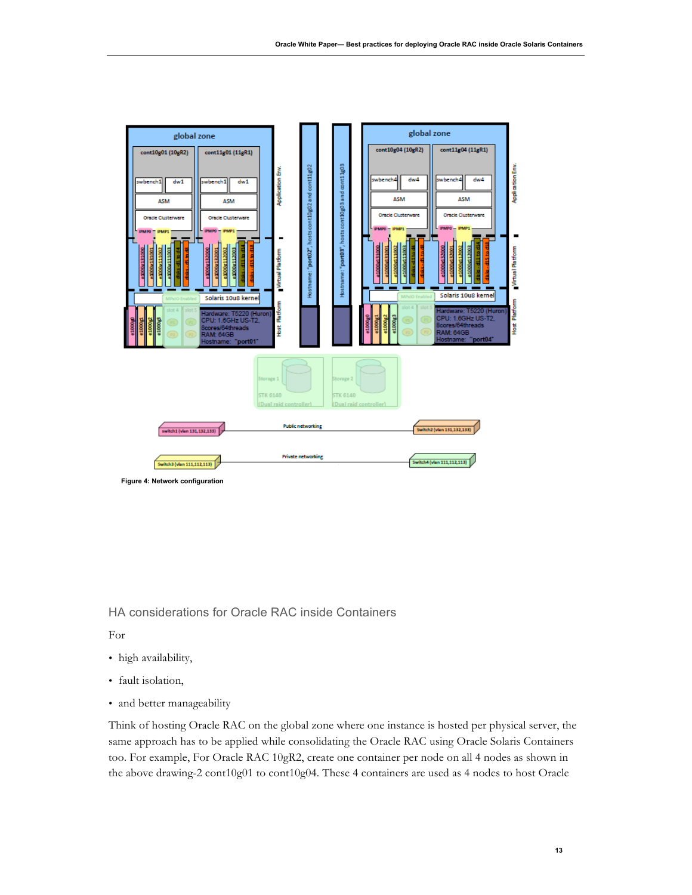Figure 4: Network configuration

## HA considerations for Oracle RAC inside Containers

For

- high availability,
- fault isolation,
- and better manageability

Think of hosting Oracle RAC on the global zone where one instance is hosted per physical server, the same approach has to be applied while consolidating the Oracle RAC using Oracle Solaris Containers too. For example, For Oracle RAC 10gR2, create one container per node on all 4 nodes as shown in the above drawing-2 cont10g01 to cont10g04. These 4 containers are used as 4 nodes to host Oracle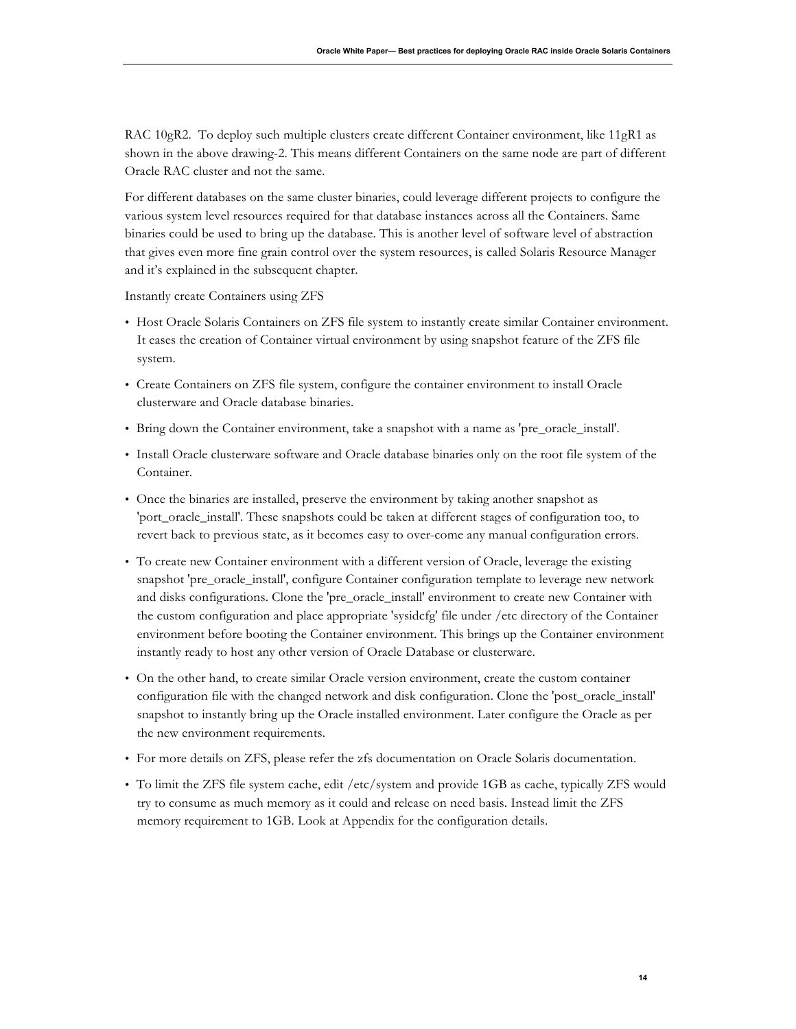RAC 10gR2. To deploy such multiple clusters create different Container environment, like 11gR1 as shown in the above drawing-2. This means different Containers on the same node are part of different Oracle RAC cluster and not the same.

For different databases on the same cluster binaries, could leverage different projects to configure the various system level resources required for that database instances across all the Containers. Same binaries could be used to bring up the database. This is another level of software level of abstraction that gives even more fine grain control over the system resources, is called Solaris Resource Manager and it's explained in the subsequent chapter.

Instantly create Containers using ZFS

- Host Oracle Solaris Containers on ZFS file system to instantly create similar Container environment. It eases the creation of Container virtual environment by using snapshot feature of the ZFS file system.
- Create Containers on ZFS file system, configure the container environment to install Oracle clusterware and Oracle database binaries.
- Bring down the Container environment, take a snapshot with a name as 'pre_oracle_install'.
- Install Oracle clusterware software and Oracle database binaries only on the root file system of the Container.
- Once the binaries are installed, preserve the environment by taking another snapshot as 'port_oracle_install'. These snapshots could be taken at different stages of configuration too, to revert back to previous state, as it becomes easy to over-come any manual configuration errors.
- To create new Container environment with a different version of Oracle, leverage the existing snapshot 'pre_oracle_install', configure Container configuration template to leverage new network and disks configurations. Clone the 'pre_oracle_install' environment to create new Container with the custom configuration and place appropriate 'sysidcfg' file under /etc directory of the Container environment before booting the Container environment. This brings up the Container environment instantly ready to host any other version of Oracle Database or clusterware.
- On the other hand, to create similar Oracle version environment, create the custom container configuration file with the changed network and disk configuration. Clone the 'post_oracle_install' snapshot to instantly bring up the Oracle installed environment. Later configure the Oracle as per the new environment requirements.
- For more details on ZFS, please refer the zfs documentation on Oracle Solaris documentation.
- To limit the ZFS file system cache, edit /etc/system and provide 1GB as cache, typically ZFS would try to consume as much memory as it could and release on need basis. Instead limit the ZFS memory requirement to 1GB. Look at Appendix for the configuration details.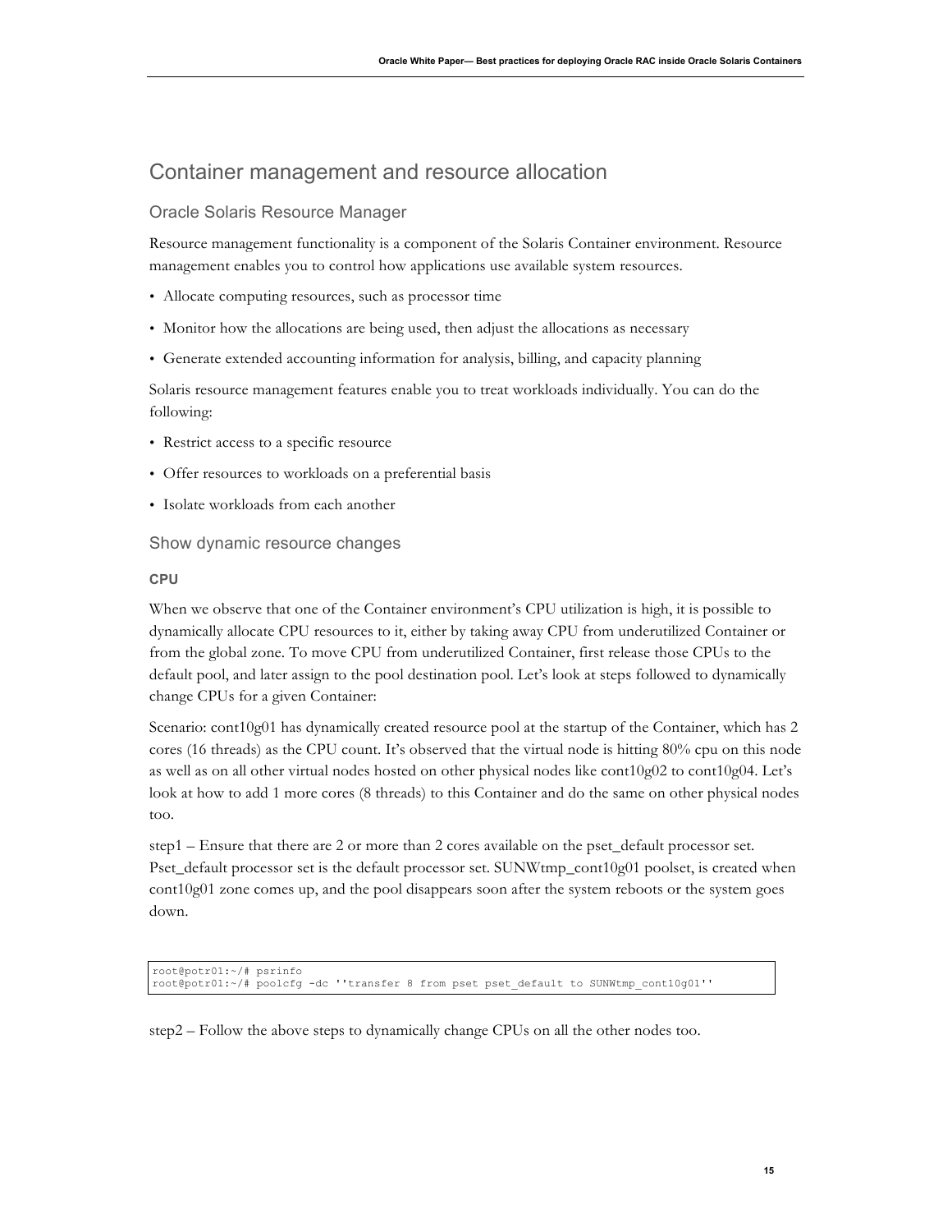## Container management and resource allocation

### Oracle Solaris Resource Manager

Resource management functionality is a component of the Solaris Container environment. Resource management enables you to control how applications use available system resources.

- Allocate computing resources, such as processor time
- Monitor how the allocations are being used, then adjust the allocations as necessary
- Generate extended accounting information for analysis, billing, and capacity planning

Solaris resource management features enable you to treat workloads individually. You can do the following:

- Restrict access to a specific resource
- Offer resources to workloads on a preferential basis
- Isolate workloads from each another

### Show dynamic resource changes

#### CPU

When we observe that one of the Container environment's CPU utilization is high, it is possible to dynamically allocate CPU resources to it, either by taking away CPU from underutilized Container or from the global zone. To move CPU from underutilized Container, first release those CPUs to the default pool, and later assign to the pool destination pool. Let's look at steps followed to dynamically change CPUs for a given Container:

Scenario: cont10g01 has dynamically created resource pool at the startup of the Container, which has 2 cores (16 threads) as the CPU count. It's observed that the virtual node is hitting 80% cpu on this node as well as on all other virtual nodes hosted on other physical nodes like cont10g02 to cont10g04. Let's look at how to add 1 more cores (8 threads) to this Container and do the same on other physical nodes too.

step1 – Ensure that there are 2 or more than 2 cores available on the pset_default processor set. Pset_default processor set is the default processor set. SUNWtmp_cont10g01 poolset, is created when cont10g01 zone comes up, and the pool disappears soon after the system reboots or the system goes down.

```
root@potr01:~/# psrinfo
root@potr01:~/# poolcfg -dc ''transfer 8 from pset pset_default to SUNWtmp_cont10g01''
```

step2 – Follow the above steps to dynamically change CPUs on all the other nodes too.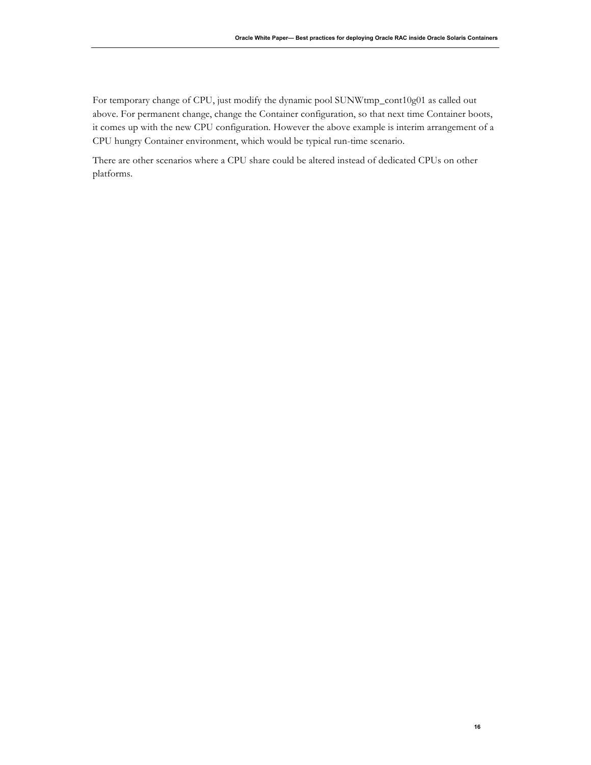For temporary change of CPU, just modify the dynamic pool SUNWtmp_cont10g01 as called out above. For permanent change, change the Container configuration, so that next time Container boots, it comes up with the new CPU configuration. However the above example is interim arrangement of a CPU hungry Container environment, which would be typical run-time scenario.

There are other scenarios where a CPU share could be altered instead of dedicated CPUs on other platforms.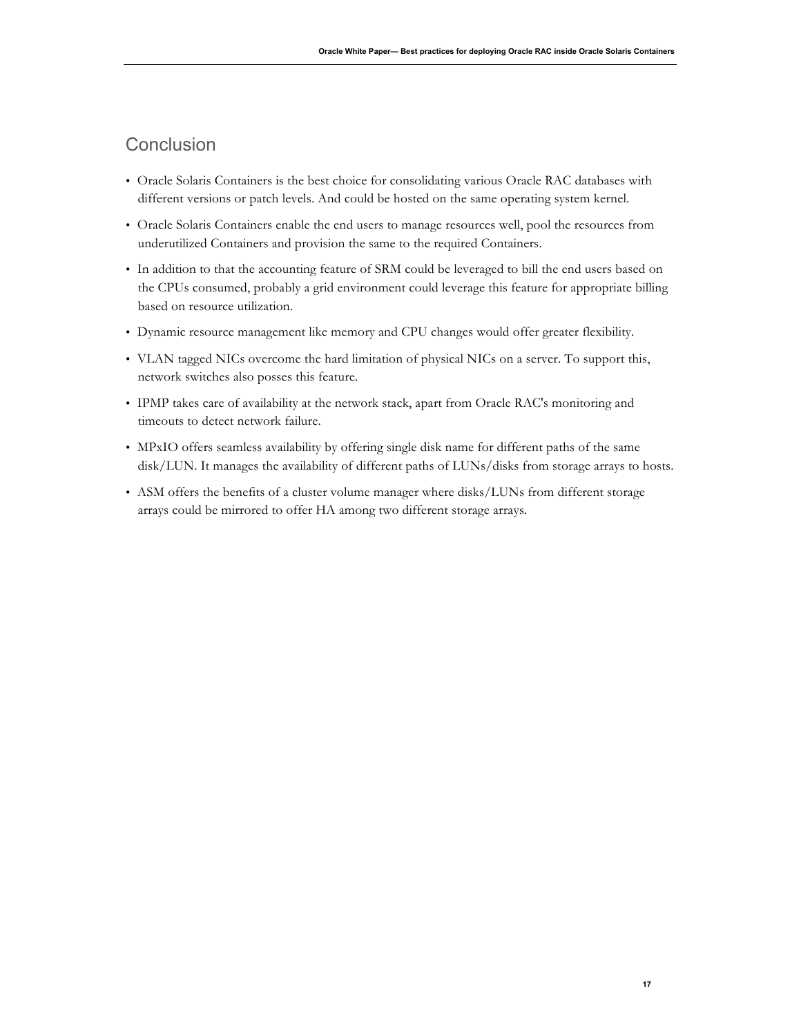## Conclusion

- Oracle Solaris Containers is the best choice for consolidating various Oracle RAC databases with different versions or patch levels. And could be hosted on the same operating system kernel.
- Oracle Solaris Containers enable the end users to manage resources well, pool the resources from underutilized Containers and provision the same to the required Containers.
- In addition to that the accounting feature of SRM could be leveraged to bill the end users based on the CPUs consumed, probably a grid environment could leverage this feature for appropriate billing based on resource utilization.
- Dynamic resource management like memory and CPU changes would offer greater flexibility.
- VLAN tagged NICs overcome the hard limitation of physical NICs on a server. To support this, network switches also posses this feature.
- IPMP takes care of availability at the network stack, apart from Oracle RAC's monitoring and timeouts to detect network failure.
- MPxIO offers seamless availability by offering single disk name for different paths of the same disk/LUN. It manages the availability of different paths of LUNs/disks from storage arrays to hosts.
- ASM offers the benefits of a cluster volume manager where disks/LUNs from different storage arrays could be mirrored to offer HA among two different storage arrays.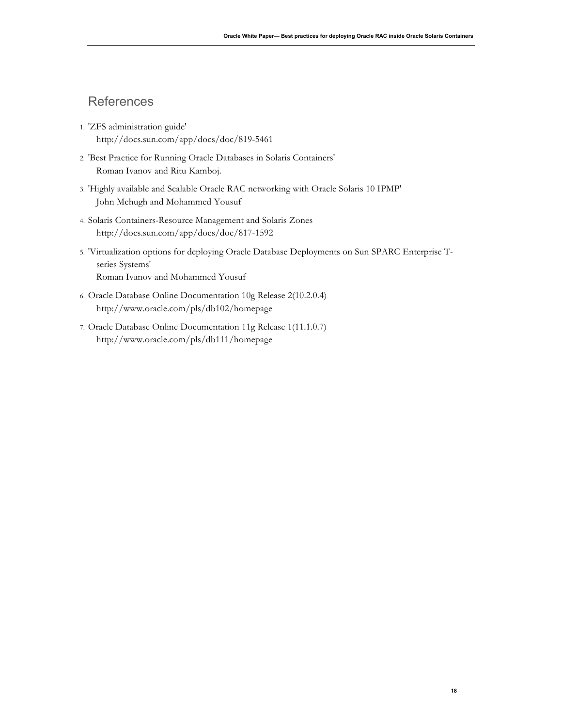# References

1. 'ZFS administration guide'
   http://docs.sun.com/app/docs/doc/819-5461
2. 'Best Practice for Running Oracle Databases in Solaris Containers'
   Roman Ivanov and Ritu Kamboj.
3. 'Highly available and Scalable Oracle RAC networking with Oracle Solaris 10 IPMP'
   John Mchugh and Mohammed Yousuf
4. Solaris Containers-Resource Management and Solaris Zones
   http://docs.sun.com/app/docs/doc/817-1592
5. 'Virtualization options for deploying Oracle Database Deployments on Sun SPARC Enterprise T-series Systems'
   Roman Ivanov and Mohammed Yousuf
6. Oracle Database Online Documentation 10g Release 2(10.2.0.4)
   http://www.oracle.com/pls/db102/homepage
7. Oracle Database Online Documentation 11g Release 1(11.1.0.7)
   http://www.oracle.com/pls/db111/homepage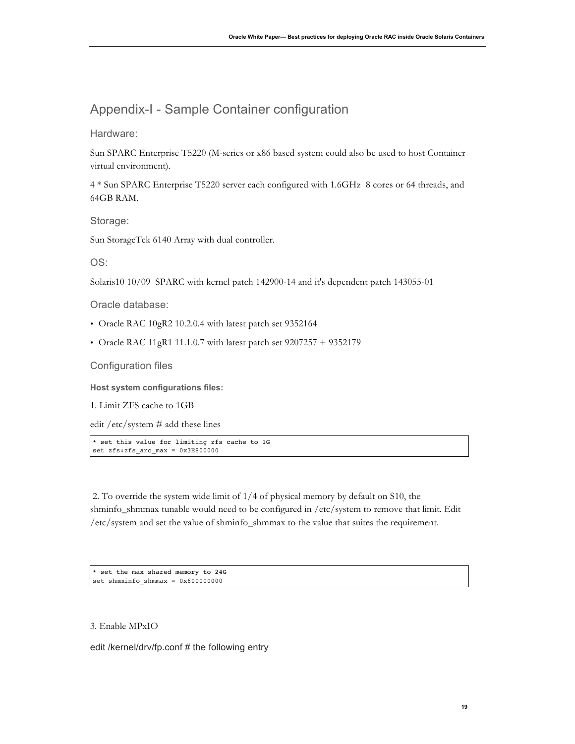# Appendix-I - Sample Container configuration

## Hardware:

Sun SPARC Enterprise T5220 (M-series or x86 based system could also be used to host Container virtual environment).

4 * Sun SPARC Enterprise T5220 server each configured with 1.6GHz 8 cores or 64 threads, and 64GB RAM.

## Storage:

Sun StorageTek 6140 Array with dual controller.

## OS:

Solaris10 10/09 SPARC with kernel patch 142900-14 and it's dependent patch 143055-01

## Oracle database:

- Oracle RAC 10gR2 10.2.0.4 with latest patch set 9352164
- Oracle RAC 11gR1 11.1.0.7 with latest patch set 9207257 + 9352179

## Configuration files

### Host system configurations files:

1. Limit ZFS cache to 1GB

edit /etc/system # add these lines

```
* set this value for limiting zfs cache to 1G
set zfs:zfs_arc_max = 0x3E800000
```

2. To override the system wide limit of 1/4 of physical memory by default on S10, the shminfo_shmmax tunable would need to be configured in /etc/system to remove that limit. Edit /etc/system and set the value of shminfo_shmmax to the value that suites the requirement.

```
* set the max shared memory to 24G
set shmminfo_shmmax = 0x600000000
```

3. Enable MPxIO

edit /kernel/drv/fp.conf # the following entry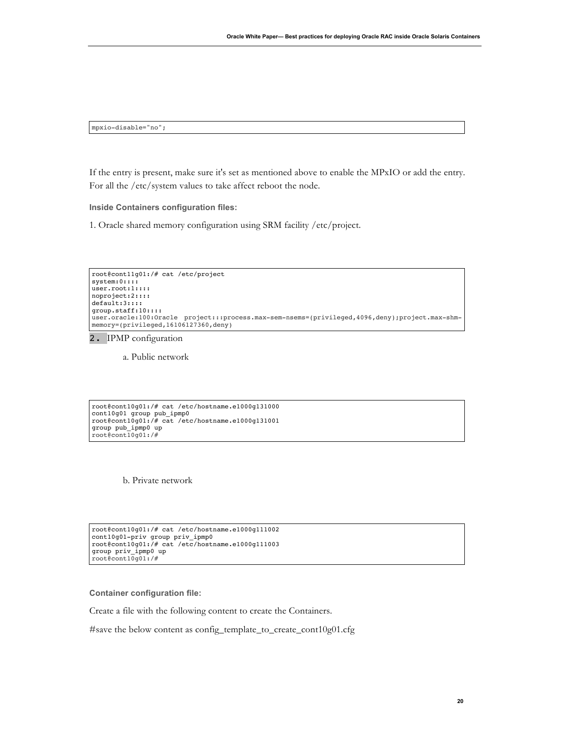```
mpxio-disable="no";
```

If the entry is present, make sure it's set as mentioned above to enable the MPxIO or add the entry. For all the /etc/system values to take affect reboot the node.

**Inside Containers configuration files:**

1. Oracle shared memory configuration using SRM facility /etc/project.

```
root@cont11g01:/# cat /etc/project
system:0::::
user.root:1::::
noproject:2::::
default:3::::
group.staff:10::::
user.oracle:100:Oracle  project:::process.max-sem-nsems=(privileged,4096,deny);project.max-shm-memory=(privileged,16106127360,deny)
```

2. IPMP configuration

   a. Public network

```
root@cont10g01:/# cat /etc/hostname.e1000g131000
cont10g01 group pub_ipmp0
root@cont10g01:/# cat /etc/hostname.e1000g131001
group pub_ipmp0 up
root@cont10g01:/#
```

   b. Private network

```
root@cont10g01:/# cat /etc/hostname.e1000g111002
cont10g01-priv group priv_ipmp0
root@cont10g01:/# cat /etc/hostname.e1000g111003
group priv_ipmp0 up
root@cont10g01:/#
```

**Container configuration file:**

Create a file with the following content to create the Containers.

#save the below content as config_template_to_create_cont10g01.cfg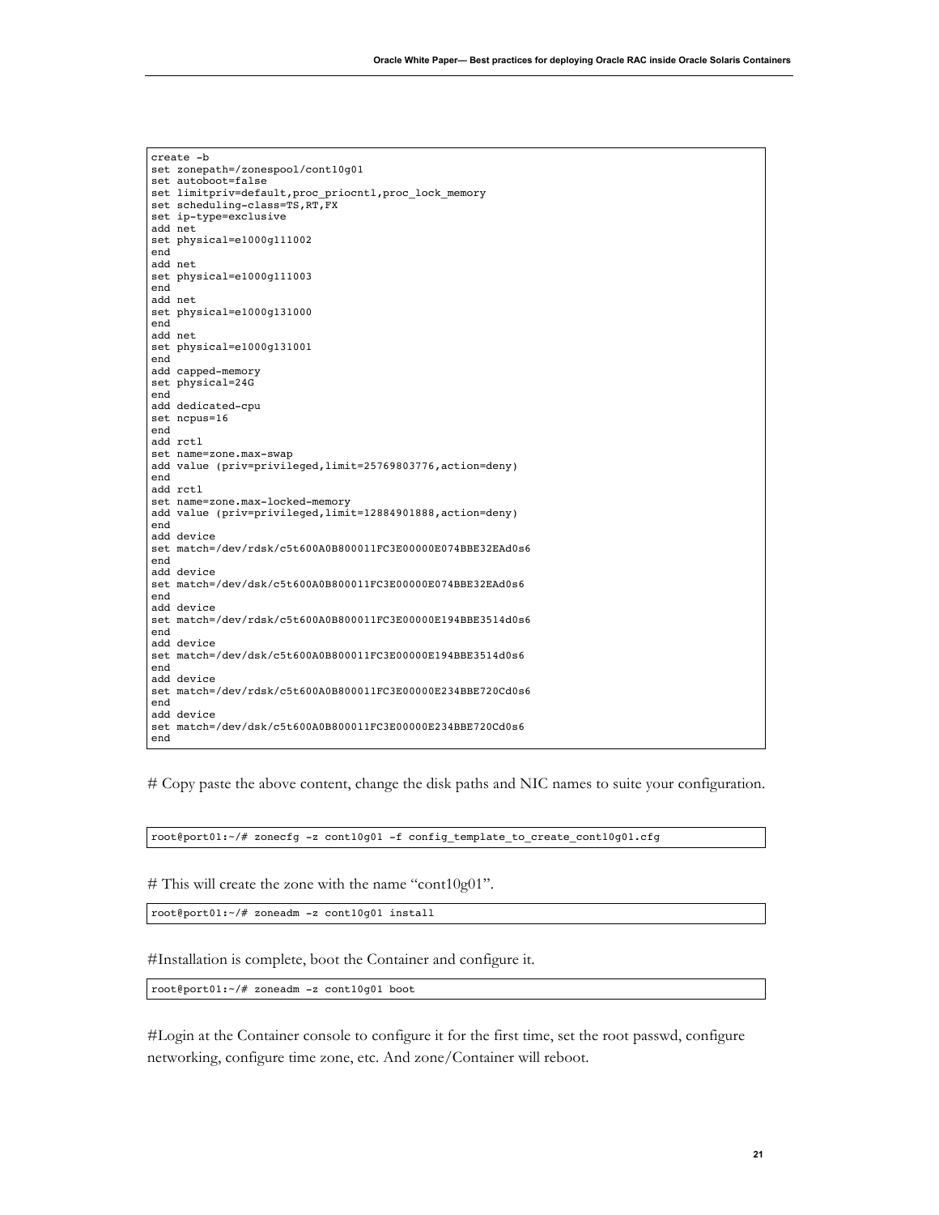```
create -b
set zonepath=/zonespool/cont10g01
set autoboot=false
set limitpriv=default,proc_priocntl,proc_lock_memory
set scheduling-class=TS,RT,FX
set ip-type=exclusive
add net
set physical=e1000g111002
end
add net
set physical=e1000g111003
end
add net
set physical=e1000g131000
end
add net
set physical=e1000g131001
end
add capped-memory
set physical=24G
end
add dedicated-cpu
set ncpus=16
end
add rctl
set name=zone.max-swap
add value (priv=privileged,limit=25769803776,action=deny)
end
add rctl
set name=zone.max-locked-memory
add value (priv=privileged,limit=12884901888,action=deny)
end
add device
set match=/dev/rdsk/c5t600A0B800011FC3E00000E074BBE32EAd0s6
end
add device
set match=/dev/dsk/c5t600A0B800011FC3E00000E074BBE32EAd0s6
end
add device
set match=/dev/rdsk/c5t600A0B800011FC3E00000E194BBE3514d0s6
end
add device
set match=/dev/dsk/c5t600A0B800011FC3E00000E194BBE3514d0s6
end
add device
set match=/dev/rdsk/c5t600A0B800011FC3E00000E234BBE720Cd0s6
end
add device
set match=/dev/dsk/c5t600A0B800011FC3E00000E234BBE720Cd0s6
end
```

# Copy paste the above content, change the disk paths and NIC names to suite your configuration.

```
root@port01:~/# zonecfg -z cont10g01 -f config_template_to_create_cont10g01.cfg
```

# This will create the zone with the name "cont10g01".

```
root@port01:~/# zoneadm -z cont10g01 install
```

#Installation is complete, boot the Container and configure it.

```
root@port01:~/# zoneadm -z cont10g01 boot
```

#Login at the Container console to configure it for the first time, set the root passwd, configure networking, configure time zone, etc. And zone/Container will reboot.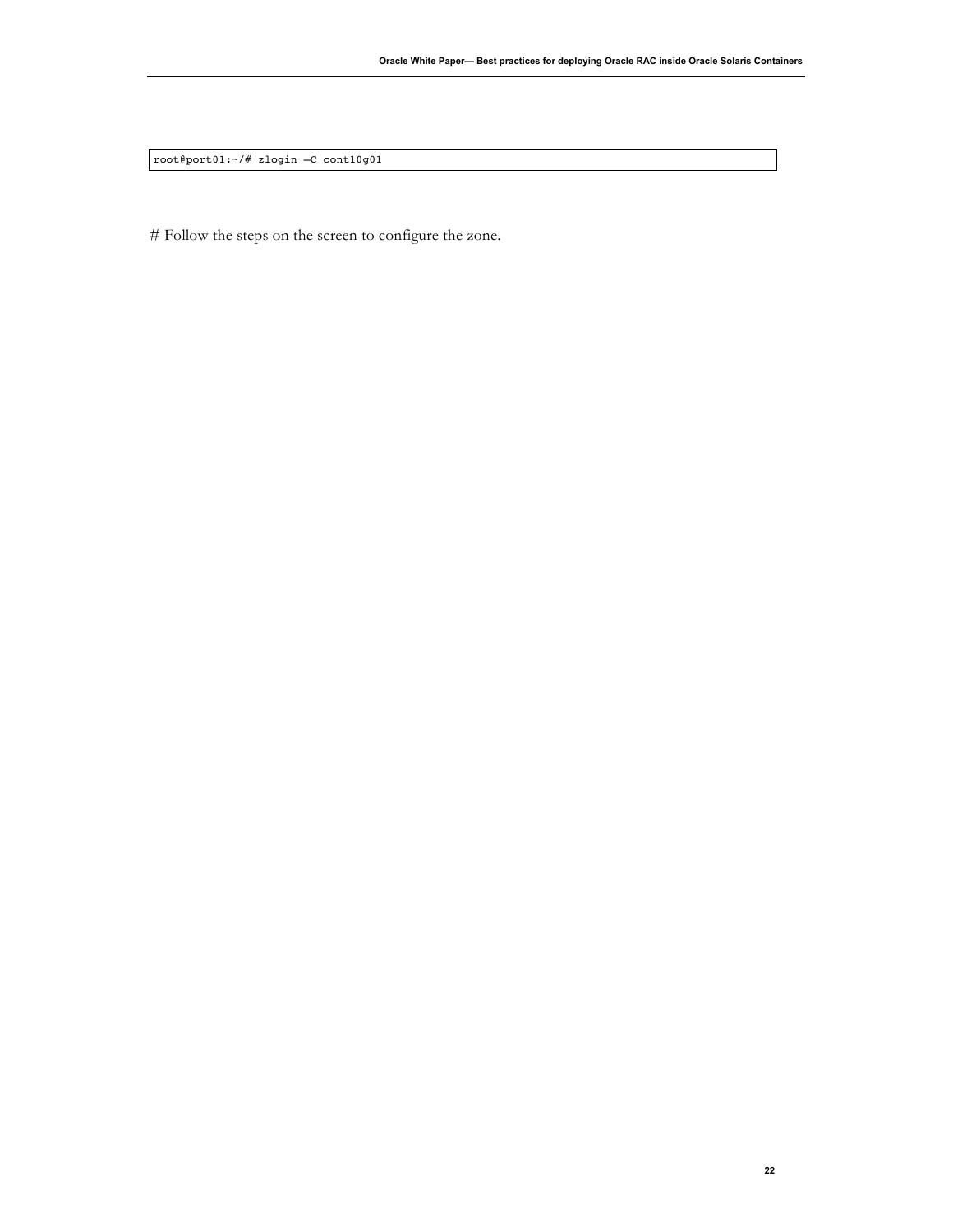```
root@port01:~/# zlogin —C cont10g01
```

# Follow the steps on the screen to configure the zone.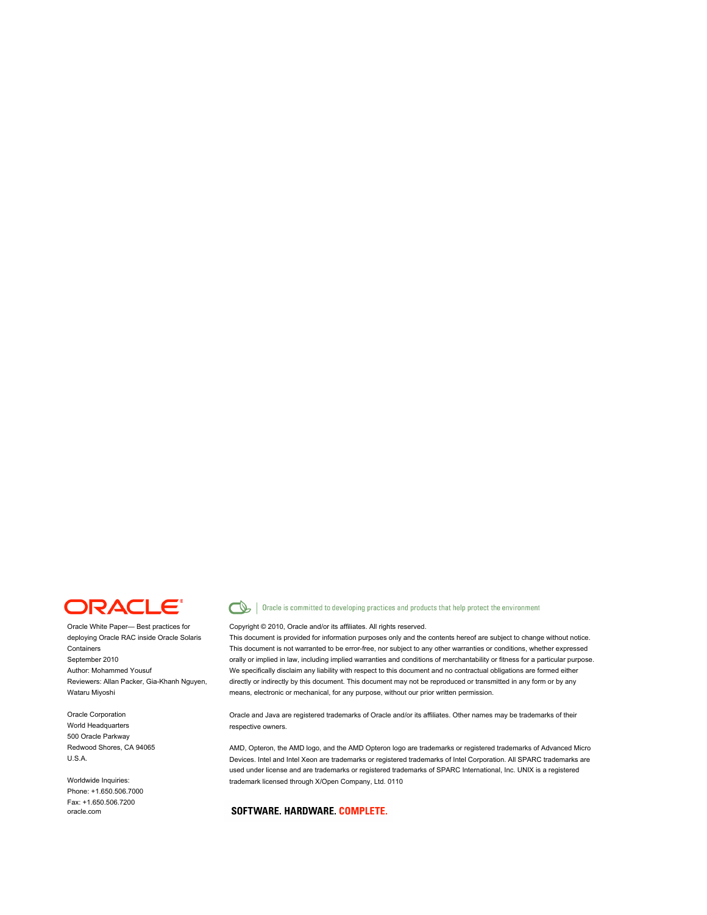ORACLE

Oracle is committed to developing practices and products that help protect the environment

Oracle White Paper— Best practices for deploying Oracle RAC inside Oracle Solaris Containers
September 2010
Author: Mohammed Yousuf
Reviewers: Allan Packer, Gia-Khanh Nguyen, Wataru Miyoshi

Oracle Corporation
World Headquarters
500 Oracle Parkway
Redwood Shores, CA 94065
U.S.A.

Worldwide Inquiries:
Phone: +1.650.506.7000
Fax: +1.650.506.7200
oracle.com

Copyright © 2010, Oracle and/or its affiliates. All rights reserved.
This document is provided for information purposes only and the contents hereof are subject to change without notice. This document is not warranted to be error-free, nor subject to any other warranties or conditions, whether expressed orally or implied in law, including implied warranties and conditions of merchantability or fitness for a particular purpose. We specifically disclaim any liability with respect to this document and no contractual obligations are formed either directly or indirectly by this document. This document may not be reproduced or transmitted in any form or by any means, electronic or mechanical, for any purpose, without our prior written permission.

Oracle and Java are registered trademarks of Oracle and/or its affiliates. Other names may be trademarks of their respective owners.

AMD, Opteron, the AMD logo, and the AMD Opteron logo are trademarks or registered trademarks of Advanced Micro Devices. Intel and Intel Xeon are trademarks or registered trademarks of Intel Corporation. All SPARC trademarks are used under license and are trademarks or registered trademarks of SPARC International, Inc. UNIX is a registered trademark licensed through X/Open Company, Ltd. 0110

**SOFTWARE. HARDWARE. COMPLETE.**